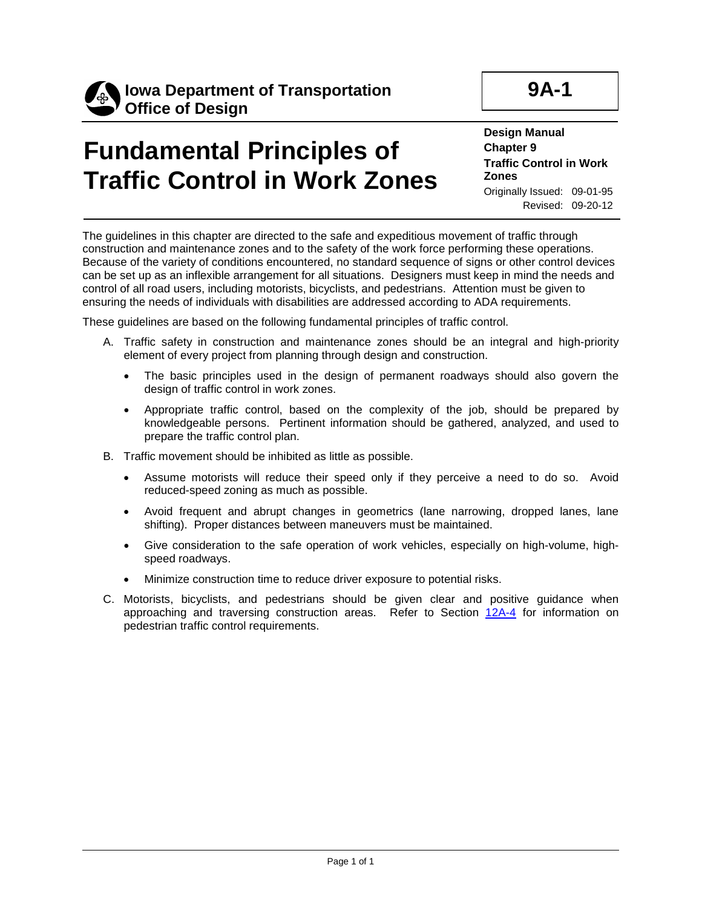**Iowa Department of Transportation**
**Office of Design**

**9A-1**

# Fundamental Principles of Traffic Control in Work Zones

**Design Manual**
**Chapter 9**
**Traffic Control in Work Zones**
Originally Issued: 09-01-95
Revised: 09-20-12

The guidelines in this chapter are directed to the safe and expeditious movement of traffic through construction and maintenance zones and to the safety of the work force performing these operations. Because of the variety of conditions encountered, no standard sequence of signs or other control devices can be set up as an inflexible arrangement for all situations. Designers must keep in mind the needs and control of all road users, including motorists, bicyclists, and pedestrians. Attention must be given to ensuring the needs of individuals with disabilities are addressed according to ADA requirements.

These guidelines are based on the following fundamental principles of traffic control.

A. Traffic safety in construction and maintenance zones should be an integral and high-priority element of every project from planning through design and construction.
   - The basic principles used in the design of permanent roadways should also govern the design of traffic control in work zones.
   - Appropriate traffic control, based on the complexity of the job, should be prepared by knowledgeable persons. Pertinent information should be gathered, analyzed, and used to prepare the traffic control plan.

B. Traffic movement should be inhibited as little as possible.
   - Assume motorists will reduce their speed only if they perceive a need to do so. Avoid reduced-speed zoning as much as possible.
   - Avoid frequent and abrupt changes in geometrics (lane narrowing, dropped lanes, lane shifting). Proper distances between maneuvers must be maintained.
   - Give consideration to the safe operation of work vehicles, especially on high-volume, high-speed roadways.
   - Minimize construction time to reduce driver exposure to potential risks.

C. Motorists, bicyclists, and pedestrians should be given clear and positive guidance when approaching and traversing construction areas. Refer to Section 12A-4 for information on pedestrian traffic control requirements.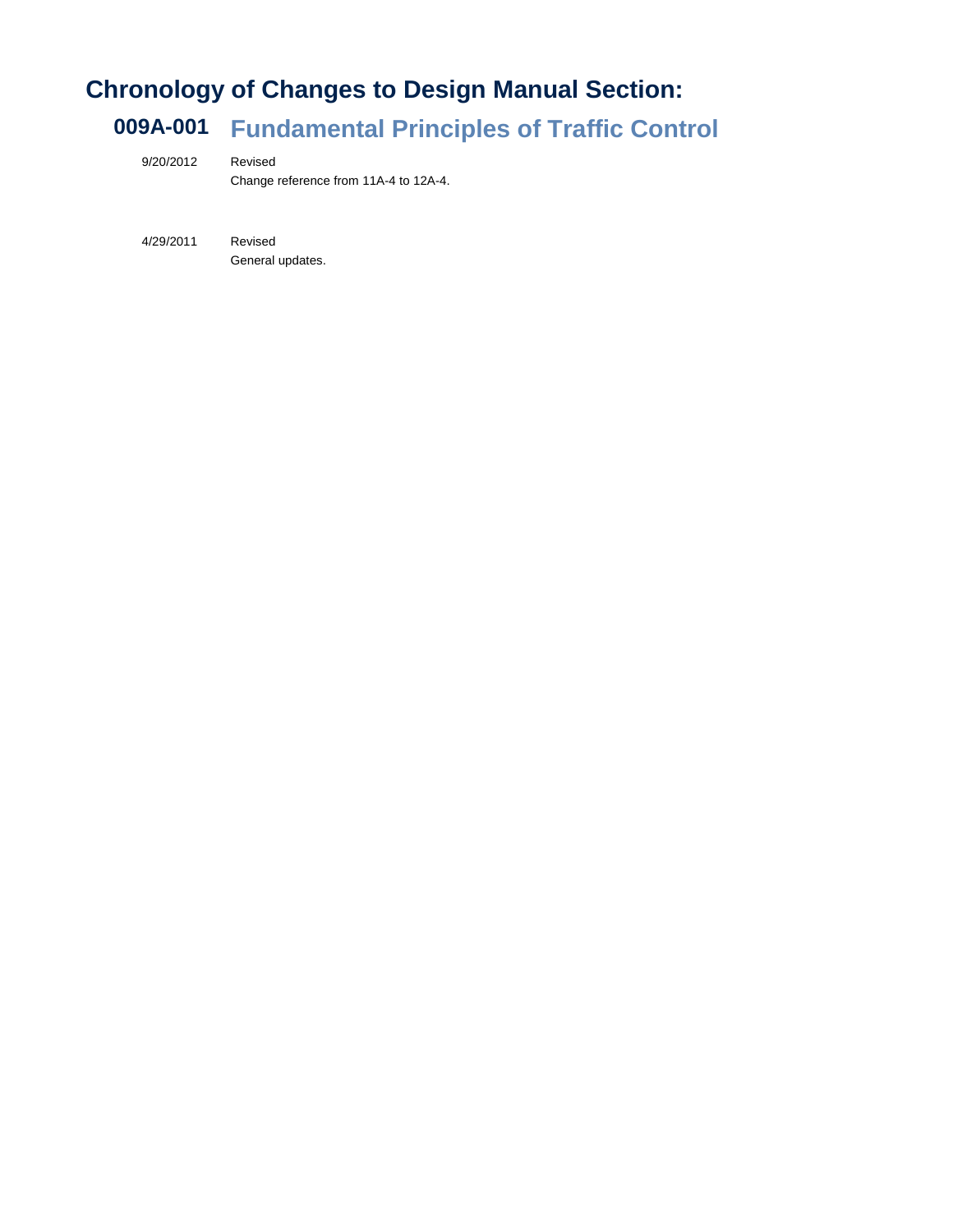# Chronology of Changes to Design Manual Section:

## 009A-001 Fundamental Principles of Traffic Control

9/20/2012 Revised

Change reference from 11A-4 to 12A-4.

4/29/2011 Revised

General updates.